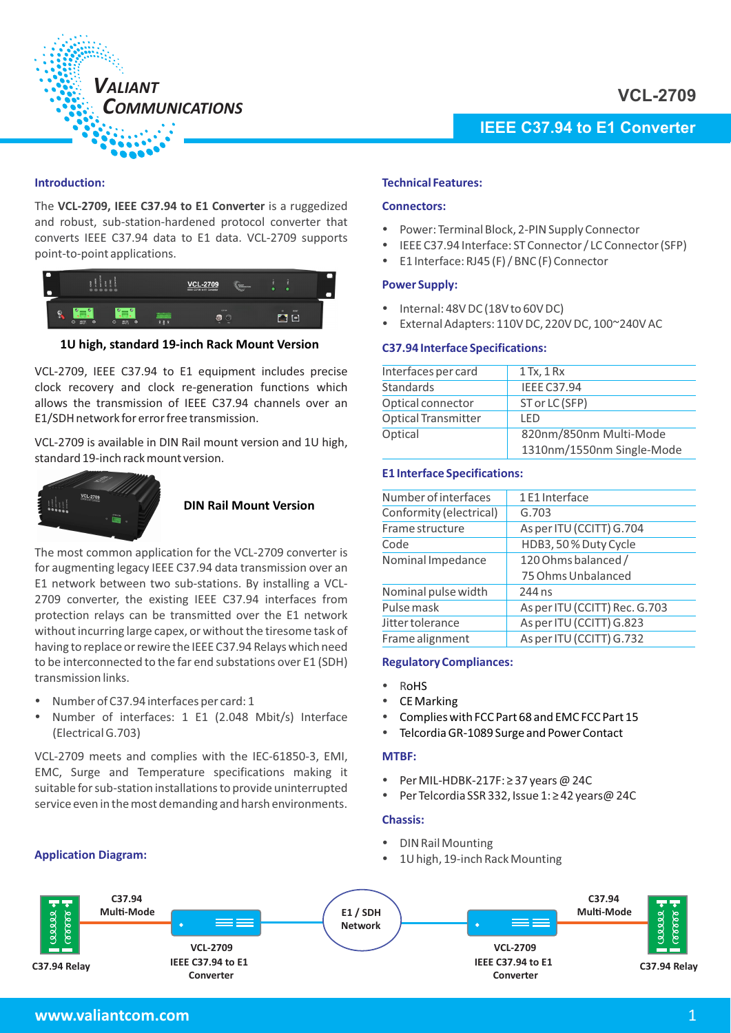# VCL-2709

## IEEE C37.94 to E1 Converter

### Introduction:

The **VCL-2709, IEEE C37.94 to E1 Converter** is a ruggedized and robust, sub-station-hardened protocol converter that converts IEEE C37.94 data to E1 data. VCL-2709 supports point-to-point applications.

**1U high, standard 19-inch Rack Mount Version**

VCL-2709, IEEE C37.94 to E1 equipment includes precise clock recovery and clock re-generation functions which allows the transmission of IEEE C37.94 channels over an E1/SDH network for error free transmission.

VCL-2709 is available in DIN Rail mount version and 1U high, standard 19-inch rack mount version.

**DIN Rail Mount Version**

The most common application for the VCL-2709 converter is for augmenting legacy IEEE C37.94 data transmission over an E1 network between two sub-stations. By installing a VCL-2709 converter, the existing IEEE C37.94 interfaces from protection relays can be transmitted over the E1 network without incurring large capex, or without the tiresome task of having to replace or rewire the IEEE C37.94 Relays which need to be interconnected to the far end substations over E1 (SDH) transmission links.

- Number of C37.94 interfaces per card: 1
- Number of interfaces: 1 E1 (2.048 Mbit/s) Interface (Electrical G.703)

VCL-2709 meets and complies with the IEC-61850-3, EMI, EMC, Surge and Temperature specifications making it suitable for sub-station installations to provide uninterrupted service even in the most demanding and harsh environments.

### Technical Features:

#### Connectors:

- Power: Terminal Block, 2-PIN Supply Connector
- IEEE C37.94 Interface: ST Connector / LC Connector (SFP)
- E1 Interface: RJ45 (F) / BNC (F) Connector

#### Power Supply:

- Internal: 48V DC (18V to 60V DC)
- External Adapters: 110V DC, 220V DC, 100~240V AC

#### C37.94 Interface Specifications:

| | |
|---|---|
| Interfaces per card | 1 Tx, 1 Rx |
| Standards | IEEE C37.94 |
| Optical connector | ST or LC (SFP) |
| Optical Transmitter | LED |
| Optical | 820nm/850nm Multi-Mode<br>1310nm/1550nm Single-Mode |

#### E1 Interface Specifications:

| | |
|---|---|
| Number of interfaces | 1 E1 Interface |
| Conformity (electrical) | G.703 |
| Frame structure | As per ITU (CCITT) G.704 |
| Code | HDB3, 50 % Duty Cycle |
| Nominal Impedance | 120 Ohms balanced /<br>75 Ohms Unbalanced |
| Nominal pulse width | 244 ns |
| Pulse mask | As per ITU (CCITT) Rec. G.703 |
| Jitter tolerance | As per ITU (CCITT) G.823 |
| Frame alignment | As per ITU (CCITT) G.732 |

#### Regulatory Compliances:

- RoHS
- CE Marking
- Complies with FCC Part 68 and EMC FCC Part 15
- Telcordia GR-1089 Surge and Power Contact

#### MTBF:

- Per MIL-HDBK-217F: ≥ 37 years @ 24C
- Per Telcordia SSR 332, Issue 1: ≥ 42 years@ 24C

#### Chassis:

- DIN Rail Mounting
- 1U high, 19-inch Rack Mounting

### Application Diagram:

C37.94 Relay — C37.94 Multi-Mode — VCL-2709 IEEE C37.94 to E1 Converter — E1 / SDH Network — VCL-2709 IEEE C37.94 to E1 Converter — C37.94 Multi-Mode — C37.94 Relay

www.valiantcom.com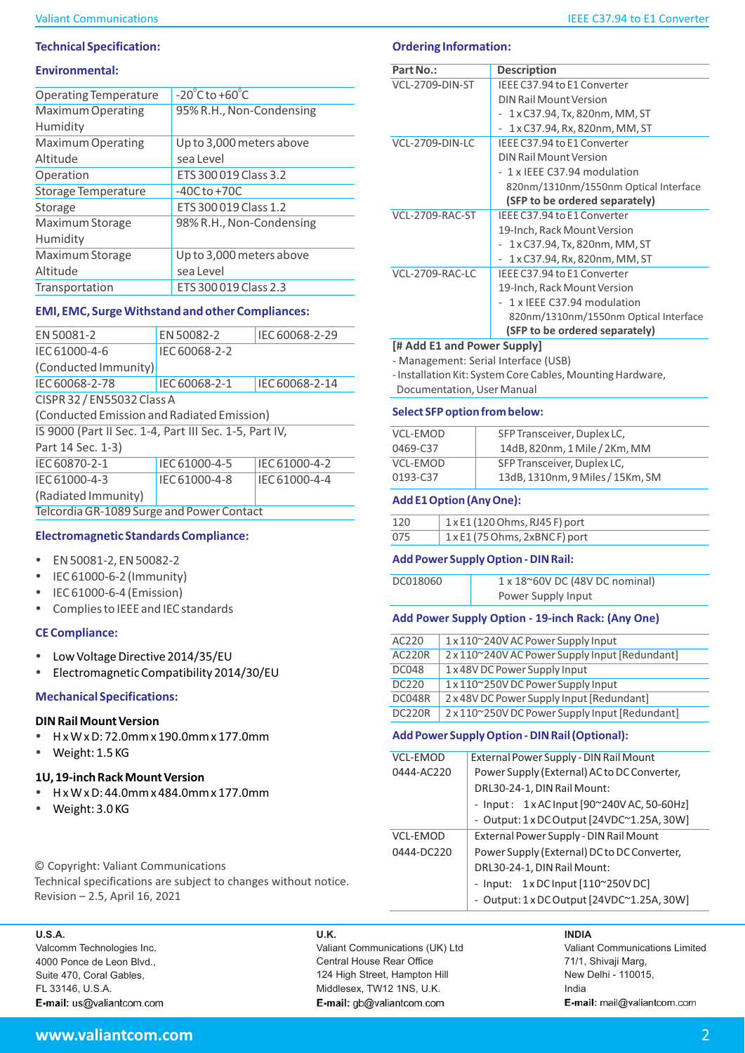## Technical Specification:

### Environmental:

| | |
|---|---|
| Operating Temperature | -20°C to +60°C |
| Maximum Operating Humidity | 95% R.H., Non-Condensing |
| Maximum Operating Altitude | Up to 3,000 meters above sea Level |
| Operation | ETS 300 019 Class 3.2 |
| Storage Temperature | -40C to +70C |
| Storage | ETS 300 019 Class 1.2 |
| Maximum Storage Humidity | 98% R.H., Non-Condensing |
| Maximum Storage Altitude | Up to 3,000 meters above sea Level |
| Transportation | ETS 300 019 Class 2.3 |

### EMI, EMC, Surge Withstand and other Compliances:

| | | |
|---|---|---|
| EN 50081-2 | EN 50082-2 | IEC 60068-2-29 |
| IEC 61000-4-6 (Conducted Immunity) | IEC 60068-2-2 | |
| IEC 60068-2-78 | IEC 60068-2-1 | IEC 60068-2-14 |
| CISPR 32 / EN55032 Class A (Conducted Emission and Radiated Emission) | | |
| IS 9000 (Part II Sec. 1-4, Part III Sec. 1-5, Part IV, Part 14 Sec. 1-3) | | |
| IEC 60870-2-1 | IEC 61000-4-5 | IEC 61000-4-2 |
| IEC 61000-4-3 (Radiated Immunity) | IEC 61000-4-8 | IEC 61000-4-4 |
| Telcordia GR-1089 Surge and Power Contact | | |

### Electromagnetic Standards Compliance:

- EN 50081-2, EN 50082-2
- IEC 61000-6-2 (Immunity)
- IEC 61000-6-4 (Emission)
- Complies to IEEE and IEC standards

### CE Compliance:

- Low Voltage Directive 2014/35/EU
- Electromagnetic Compatibility 2014/30/EU

### Mechanical Specifications:

**DIN Rail Mount Version**

- H x W x D: 72.0mm x 190.0mm x 177.0mm
- Weight: 1.5 KG

**1U, 19-inch Rack Mount Version**

- H x W x D: 44.0mm x 484.0mm x 177.0mm
- Weight: 3.0 KG

© Copyright: Valiant Communications
Technical specifications are subject to changes without notice.
Revision – 2.5, April 16, 2021

## Ordering Information:

| Part No.: | Description |
|---|---|
| VCL-2709-DIN-ST | IEEE C37.94 to E1 Converter<br>DIN Rail Mount Version<br>- 1 x C37.94, Tx, 820nm, MM, ST<br>- 1 x C37.94, Rx, 820nm, MM, ST |
| VCL-2709-DIN-LC | IEEE C37.94 to E1 Converter<br>DIN Rail Mount Version<br>- 1 x IEEE C37.94 modulation 820nm/1310nm/1550nm Optical Interface **(SFP to be ordered separately)** |
| VCL-2709-RAC-ST | IEEE C37.94 to E1 Converter<br>19-Inch, Rack Mount Version<br>- 1 x C37.94, Tx, 820nm, MM, ST<br>- 1 x C37.94, Rx, 820nm, MM, ST |
| VCL-2709-RAC-LC | IEEE C37.94 to E1 Converter<br>19-Inch, Rack Mount Version<br>- 1 x IEEE C37.94 modulation 820nm/1310nm/1550nm Optical Interface **(SFP to be ordered separately)** |

**[# Add E1 and Power Supply]**
- Management: Serial Interface (USB)
- Installation Kit: System Core Cables, Mounting Hardware, Documentation, User Manual

### Select SFP option from below:

| | |
|---|---|
| VCL-EMOD 0469-C37 | SFP Transceiver, Duplex LC, 14dB, 820nm, 1 Mile / 2Km, MM |
| VCL-EMOD 0193-C37 | SFP Transceiver, Duplex LC, 13dB, 1310nm, 9 Miles / 15Km, SM |

### Add E1 Option (Any One):

| | |
|---|---|
| 120 | 1 x E1 (120 Ohms, RJ45 F) port |
| 075 | 1 x E1 (75 Ohms, 2xBNC F) port |

### Add Power Supply Option - DIN Rail:

| | |
|---|---|
| DC018060 | 1 x 18~60V DC (48V DC nominal) Power Supply Input |

### Add Power Supply Option - 19-inch Rack: (Any One)

| | |
|---|---|
| AC220 | 1 x 110~240V AC Power Supply Input |
| AC220R | 2 x 110~240V AC Power Supply Input [Redundant] |
| DC048 | 1 x 48V DC Power Supply Input |
| DC220 | 1 x 110~250V DC Power Supply Input |
| DC048R | 2 x 48V DC Power Supply Input [Redundant] |
| DC220R | 2 x 110~250V DC Power Supply Input [Redundant] |

### Add Power Supply Option - DIN Rail (Optional):

| | |
|---|---|
| VCL-EMOD 0444-AC220 | External Power Supply - DIN Rail Mount<br>Power Supply (External) AC to DC Converter, DRL30-24-1, DIN Rail Mount:<br>- Input: 1 x AC Input [90~240V AC, 50-60Hz]<br>- Output: 1 x DC Output [24VDC~1.25A, 30W] |
| VCL-EMOD 0444-DC220 | External Power Supply - DIN Rail Mount<br>Power Supply (External) DC to DC Converter, DRL30-24-1, DIN Rail Mount:<br>- Input: 1 x DC Input [110~250V DC]<br>- Output: 1 x DC Output [24VDC~1.25A, 30W] |

**U.S.A.**
Valcomm Technologies Inc.
4000 Ponce de Leon Blvd.,
Suite 470, Coral Gables,
FL 33146, U.S.A.
**E-mail:** us@valiantcom.com

**U.K.**
Valiant Communications (UK) Ltd
Central House Rear Office
124 High Street, Hampton Hill
Middlesex, TW12 1NS, U.K.
**E-mail:** gb@valiantcom.com

**INDIA**
Valiant Communications Limited
71/1, Shivaji Marg,
New Delhi - 110015,
India
**E-mail:** mail@valiantcom.com

**www.valiantcom.com**